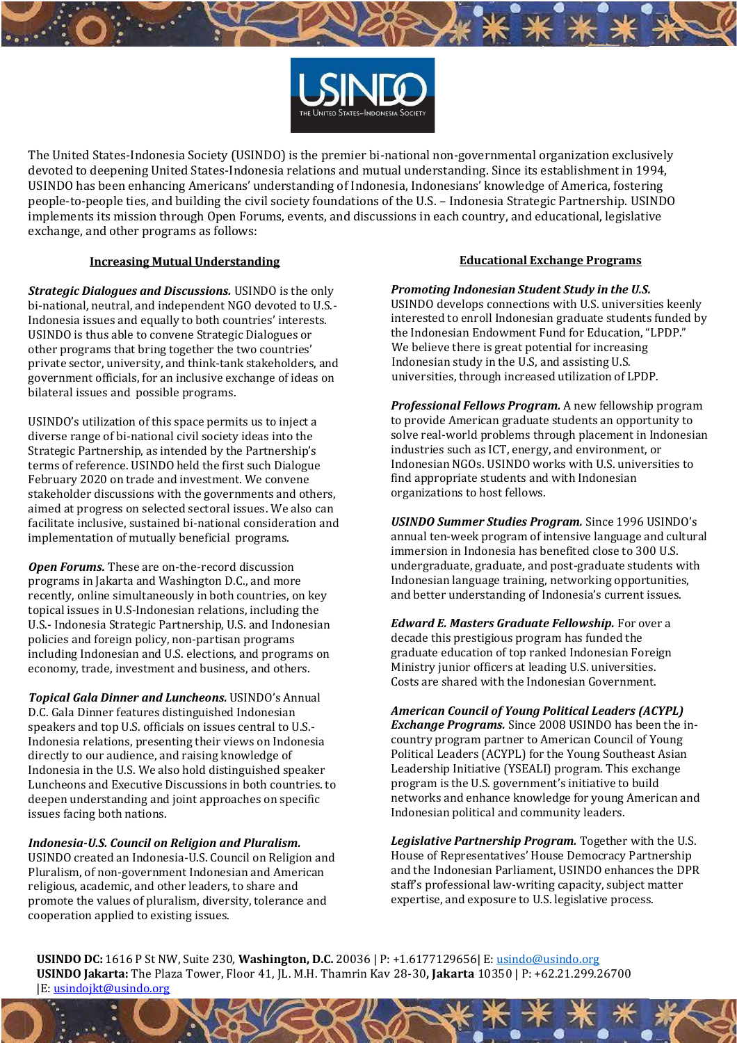USINDO
THE UNITED STATES–INDONESIA SOCIETY

The United States-Indonesia Society (USINDO) is the premier bi-national non-governmental organization exclusively devoted to deepening United States-Indonesia relations and mutual understanding. Since its establishment in 1994, USINDO has been enhancing Americans' understanding of Indonesia, Indonesians' knowledge of America, fostering people-to-people ties, and building the civil society foundations of the U.S. – Indonesia Strategic Partnership. USINDO implements its mission through Open Forums, events, and discussions in each country, and educational, legislative exchange, and other programs as follows:

## Increasing Mutual Understanding

***Strategic Dialogues and Discussions.*** USINDO is the only bi-national, neutral, and independent NGO devoted to U.S.-Indonesia issues and equally to both countries' interests. USINDO is thus able to convene Strategic Dialogues or other programs that bring together the two countries' private sector, university, and think-tank stakeholders, and government officials, for an inclusive exchange of ideas on bilateral issues and possible programs.

USINDO's utilization of this space permits us to inject a diverse range of bi-national civil society ideas into the Strategic Partnership, as intended by the Partnership's terms of reference. USINDO held the first such Dialogue February 2020 on trade and investment. We convene stakeholder discussions with the governments and others, aimed at progress on selected sectoral issues. We also can facilitate inclusive, sustained bi-national consideration and implementation of mutually beneficial programs.

***Open Forums.*** These are on-the-record discussion programs in Jakarta and Washington D.C., and more recently, online simultaneously in both countries, on key topical issues in U.S-Indonesian relations, including the U.S.- Indonesia Strategic Partnership, U.S. and Indonesian policies and foreign policy, non-partisan programs including Indonesian and U.S. elections, and programs on economy, trade, investment and business, and others.

***Topical Gala Dinner and Luncheons.*** USINDO's Annual D.C. Gala Dinner features distinguished Indonesian speakers and top U.S. officials on issues central to U.S.-Indonesia relations, presenting their views on Indonesia directly to our audience, and raising knowledge of Indonesia in the U.S. We also hold distinguished speaker Luncheons and Executive Discussions in both countries. to deepen understanding and joint approaches on specific issues facing both nations.

***Indonesia-U.S. Council on Religion and Pluralism.*** USINDO created an Indonesia-U.S. Council on Religion and Pluralism, of non-government Indonesian and American religious, academic, and other leaders, to share and promote the values of pluralism, diversity, tolerance and cooperation applied to existing issues.

## Educational Exchange Programs

***Promoting Indonesian Student Study in the U.S.*** USINDO develops connections with U.S. universities keenly interested to enroll Indonesian graduate students funded by the Indonesian Endowment Fund for Education, "LPDP." We believe there is great potential for increasing Indonesian study in the U.S, and assisting U.S. universities, through increased utilization of LPDP.

***Professional Fellows Program.*** A new fellowship program to provide American graduate students an opportunity to solve real-world problems through placement in Indonesian industries such as ICT, energy, and environment, or Indonesian NGOs. USINDO works with U.S. universities to find appropriate students and with Indonesian organizations to host fellows.

***USINDO Summer Studies Program.*** Since 1996 USINDO's annual ten-week program of intensive language and cultural immersion in Indonesia has benefited close to 300 U.S. undergraduate, graduate, and post-graduate students with Indonesian language training, networking opportunities, and better understanding of Indonesia's current issues.

***Edward E. Masters Graduate Fellowship.*** For over a decade this prestigious program has funded the graduate education of top ranked Indonesian Foreign Ministry junior officers at leading U.S. universities. Costs are shared with the Indonesian Government.

***American Council of Young Political Leaders (ACYPL) Exchange Programs.*** Since 2008 USINDO has been the in-country program partner to American Council of Young Political Leaders (ACYPL) for the Young Southeast Asian Leadership Initiative (YSEALI) program. This exchange program is the U.S. government's initiative to build networks and enhance knowledge for young American and Indonesian political and community leaders.

***Legislative Partnership Program.*** Together with the U.S. House of Representatives' House Democracy Partnership and the Indonesian Parliament, USINDO enhances the DPR staff's professional law-writing capacity, subject matter expertise, and exposure to U.S. legislative process.

**USINDO DC:** 1616 P St NW, Suite 230, **Washington, D.C.** 20036 | P: +1.6177129656| E: usindo@usindo.org
**USINDO Jakarta:** The Plaza Tower, Floor 41, JL. M.H. Thamrin Kav 28-30**, Jakarta** 10350 | P: +62.21.299.26700 |E: usindojkt@usindo.org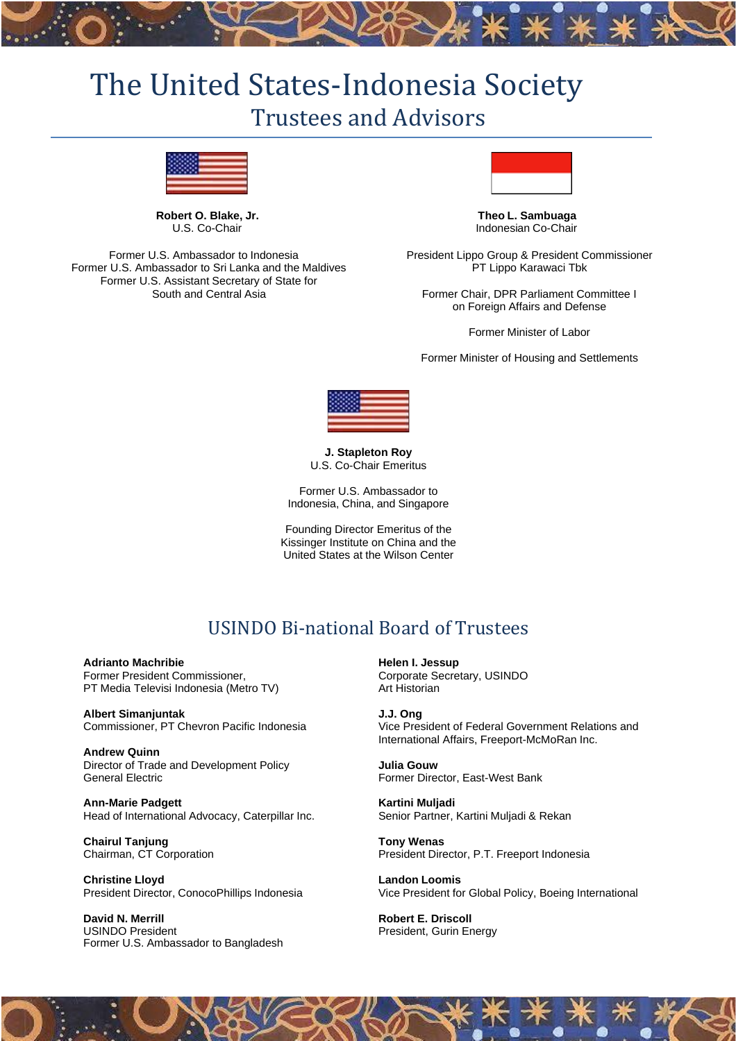# The United States-Indonesia Society

## Trustees and Advisors

**Robert O. Blake, Jr.**
U.S. Co-Chair

Former U.S. Ambassador to Indonesia
Former U.S. Ambassador to Sri Lanka and the Maldives
Former U.S. Assistant Secretary of State for South and Central Asia

**Theo L. Sambuaga**
Indonesian Co-Chair

President Lippo Group & President Commissioner
PT Lippo Karawaci Tbk

Former Chair, DPR Parliament Committee I on Foreign Affairs and Defense

Former Minister of Labor

Former Minister of Housing and Settlements

**J. Stapleton Roy**
U.S. Co-Chair Emeritus

Former U.S. Ambassador to Indonesia, China, and Singapore

Founding Director Emeritus of the Kissinger Institute on China and the United States at the Wilson Center

## USINDO Bi-national Board of Trustees

**Adrianto Machribie**
Former President Commissioner,
PT Media Televisi Indonesia (Metro TV)

**Albert Simanjuntak**
Commissioner, PT Chevron Pacific Indonesia

**Andrew Quinn**
Director of Trade and Development Policy
General Electric

**Ann-Marie Padgett**
Head of International Advocacy, Caterpillar Inc.

**Chairul Tanjung**
Chairman, CT Corporation

**Christine Lloyd**
President Director, ConocoPhillips Indonesia

**David N. Merrill**
USINDO President
Former U.S. Ambassador to Bangladesh

**Helen I. Jessup**
Corporate Secretary, USINDO
Art Historian

**J.J. Ong**
Vice President of Federal Government Relations and International Affairs, Freeport-McMoRan Inc.

**Julia Gouw**
Former Director, East-West Bank

**Kartini Muljadi**
Senior Partner, Kartini Muljadi & Rekan

**Tony Wenas**
President Director, P.T. Freeport Indonesia

**Landon Loomis**
Vice President for Global Policy, Boeing International

**Robert E. Driscoll**
President, Gurin Energy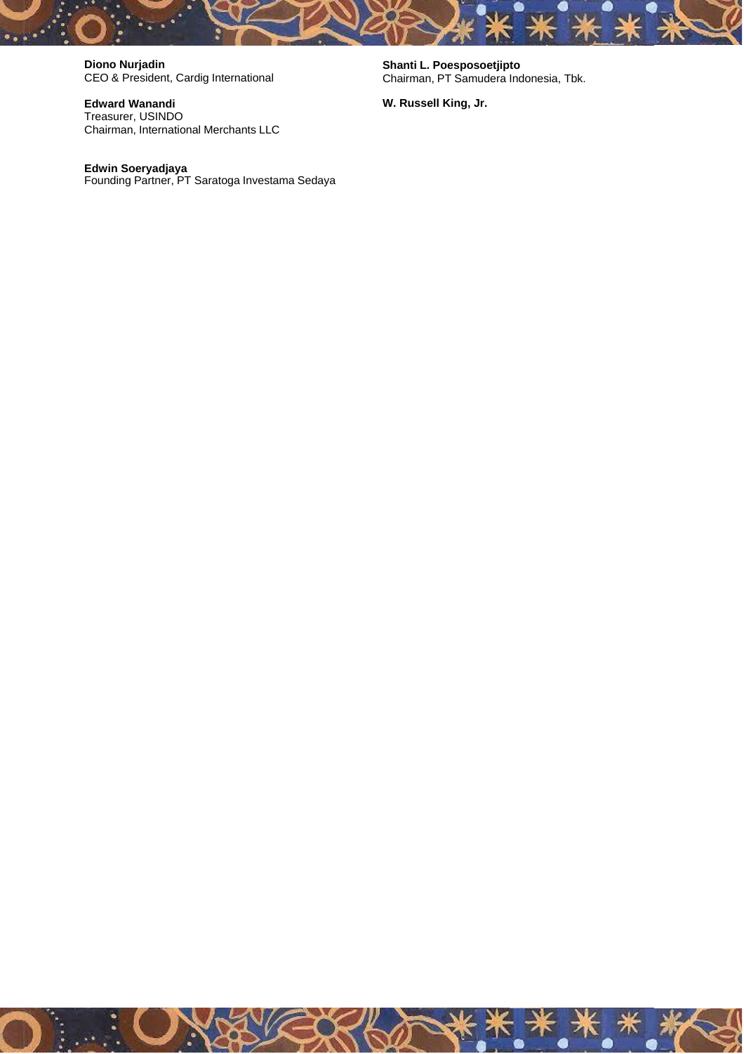**Diono Nurjadin**
CEO & President, Cardig International

**Edward Wanandi**
Treasurer, USINDO
Chairman, International Merchants LLC

**Edwin Soeryadjaya**
Founding Partner, PT Saratoga Investama Sedaya

**Shanti L. Poesposoetjipto**
Chairman, PT Samudera Indonesia, Tbk.

**W. Russell King, Jr.**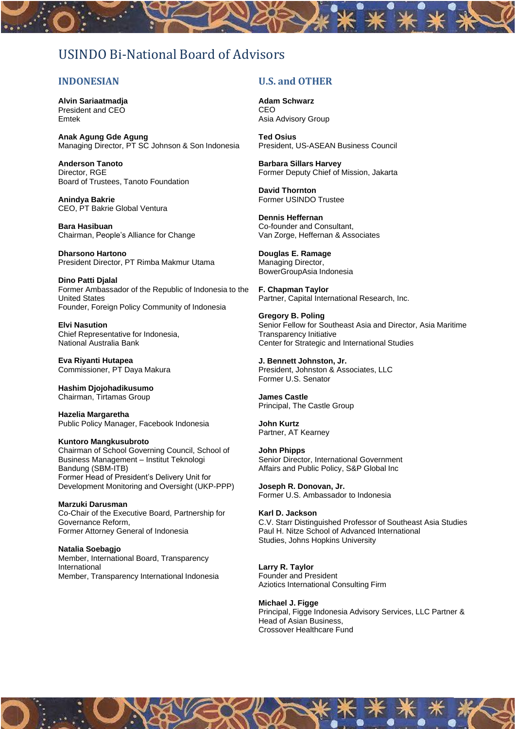# USINDO Bi-National Board of Advisors

## INDONESIAN

**Alvin Sariaatmadja**
President and CEO
Emtek

**Anak Agung Gde Agung**
Managing Director, PT SC Johnson & Son Indonesia

**Anderson Tanoto**
Director, RGE
Board of Trustees, Tanoto Foundation

**Anindya Bakrie**
CEO, PT Bakrie Global Ventura

**Bara Hasibuan**
Chairman, People's Alliance for Change

**Dharsono Hartono**
President Director, PT Rimba Makmur Utama

**Dino Patti Djalal**
Former Ambassador of the Republic of Indonesia to the United States
Founder, Foreign Policy Community of Indonesia

**Elvi Nasution**
Chief Representative for Indonesia,
National Australia Bank

**Eva Riyanti Hutapea**
Commissioner, PT Daya Makura

**Hashim Djojohadikusumo**
Chairman, Tirtamas Group

**Hazelia Margaretha**
Public Policy Manager, Facebook Indonesia

**Kuntoro Mangkusubroto**
Chairman of School Governing Council, School of Business Management – Institut Teknologi Bandung (SBM-ITB)
Former Head of President's Delivery Unit for Development Monitoring and Oversight (UKP-PPP)

**Marzuki Darusman**
Co-Chair of the Executive Board, Partnership for Governance Reform,
Former Attorney General of Indonesia

**Natalia Soebagjo**
Member, International Board, Transparency International
Member, Transparency International Indonesia

## U.S. and OTHER

**Adam Schwarz**
CEO
Asia Advisory Group

**Ted Osius**
President, US-ASEAN Business Council

**Barbara Sillars Harvey**
Former Deputy Chief of Mission, Jakarta

**David Thornton**
Former USINDO Trustee

**Dennis Heffernan**
Co-founder and Consultant,
Van Zorge, Heffernan & Associates

**Douglas E. Ramage**
Managing Director,
BowerGroupAsia Indonesia

**F. Chapman Taylor**
Partner, Capital International Research, Inc.

**Gregory B. Poling**
Senior Fellow for Southeast Asia and Director, Asia Maritime Transparency Initiative
Center for Strategic and International Studies

**J. Bennett Johnston, Jr.**
President, Johnston & Associates, LLC
Former U.S. Senator

**James Castle**
Principal, The Castle Group

**John Kurtz**
Partner, AT Kearney

**John Phipps**
Senior Director, International Government Affairs and Public Policy, S&P Global Inc

**Joseph R. Donovan, Jr.**
Former U.S. Ambassador to Indonesia

**Karl D. Jackson**
C.V. Starr Distinguished Professor of Southeast Asia Studies
Paul H. Nitze School of Advanced International Studies, Johns Hopkins University

**Larry R. Taylor**
Founder and President
Aziotics International Consulting Firm

**Michael J. Figge**
Principal, Figge Indonesia Advisory Services, LLC Partner & Head of Asian Business,
Crossover Healthcare Fund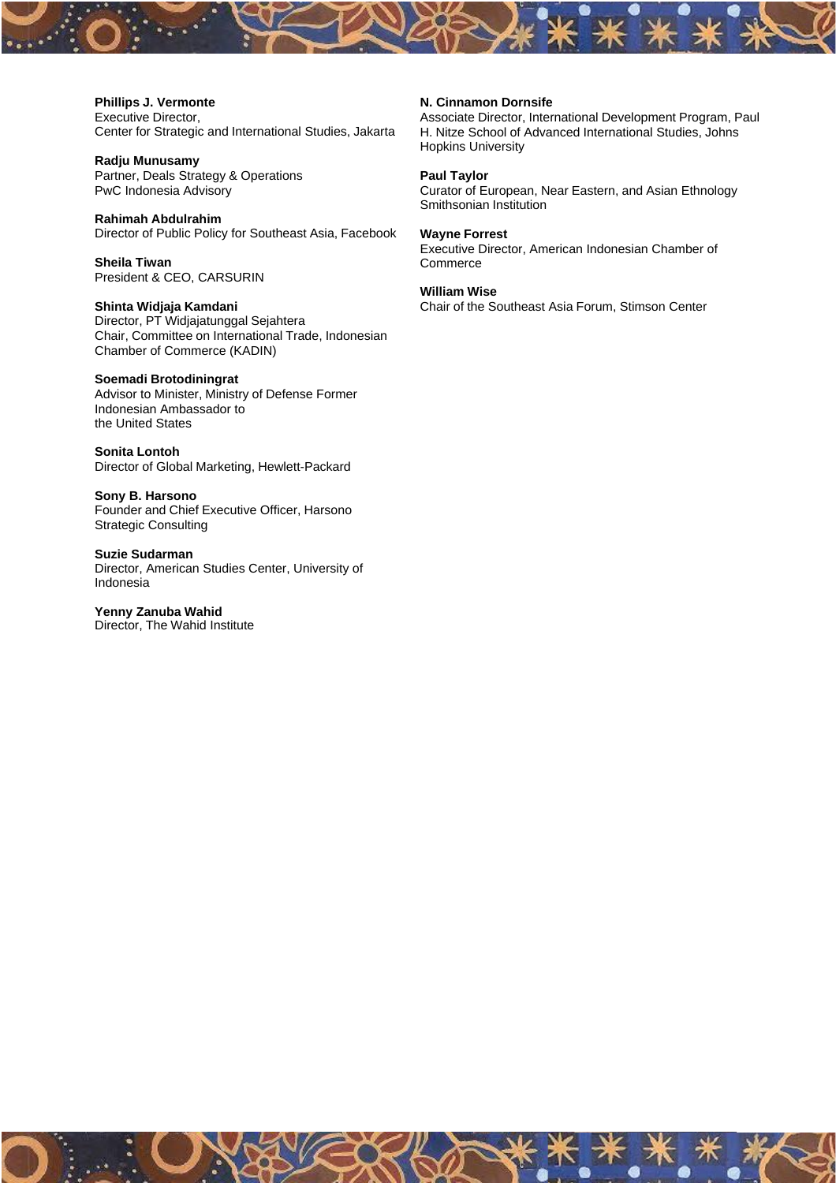**Phillips J. Vermonte**
Executive Director,
Center for Strategic and International Studies, Jakarta

**Radju Munusamy**
Partner, Deals Strategy & Operations
PwC Indonesia Advisory

**Rahimah Abdulrahim**
Director of Public Policy for Southeast Asia, Facebook

**Sheila Tiwan**
President & CEO, CARSURIN

**Shinta Widjaja Kamdani**
Director, PT Widjajatunggal Sejahtera
Chair, Committee on International Trade, Indonesian Chamber of Commerce (KADIN)

**Soemadi Brotodiningrat**
Advisor to Minister, Ministry of Defense Former Indonesian Ambassador to the United States

**Sonita Lontoh**
Director of Global Marketing, Hewlett-Packard

**Sony B. Harsono**
Founder and Chief Executive Officer, Harsono Strategic Consulting

**Suzie Sudarman**
Director, American Studies Center, University of Indonesia

**Yenny Zanuba Wahid**
Director, The Wahid Institute

**N. Cinnamon Dornsife**
Associate Director, International Development Program, Paul H. Nitze School of Advanced International Studies, Johns Hopkins University

**Paul Taylor**
Curator of European, Near Eastern, and Asian Ethnology
Smithsonian Institution

**Wayne Forrest**
Executive Director, American Indonesian Chamber of Commerce

**William Wise**
Chair of the Southeast Asia Forum, Stimson Center